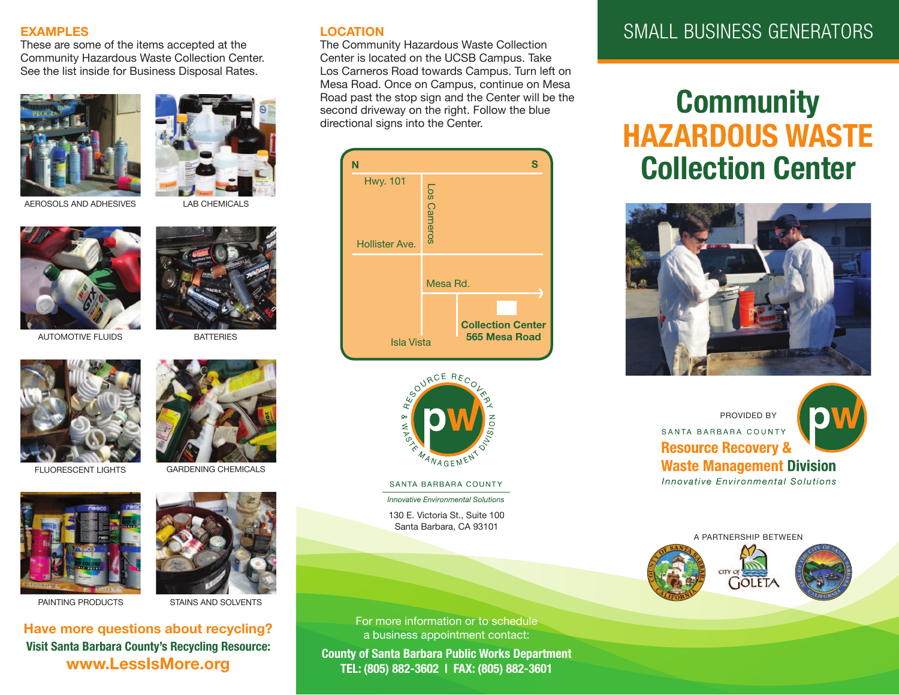## EXAMPLES

These are some of the items accepted at the Community Hazardous Waste Collection Center. See the list inside for Business Disposal Rates.

AEROSOLS AND ADHESIVES

LAB CHEMICALS

AUTOMOTIVE FLUIDS

BATTERIES

FLUORESCENT LIGHTS

GARDENING CHEMICALS

PAINTING PRODUCTS

STAINS AND SOLVENTS

**Have more questions about recycling?**

**Visit Santa Barbara County's Recycling Resource:**

**www.LessIsMore.org**

## LOCATION

The Community Hazardous Waste Collection Center is located on the UCSB Campus. Take Los Carneros Road towards Campus. Turn left on Mesa Road. Once on Campus, continue on Mesa Road past the stop sign and the Center will be the second driveway on the right. Follow the blue directional signs into the Center.

N S

Hwy. 101

Los Carneros

Hollister Ave.

Mesa Rd.

Isla Vista

**Collection Center**
**565 Mesa Road**

RESOURCE RECOVERY & WASTE MANAGEMENT DIVISION

pw

SANTA BARBARA COUNTY

*Innovative Environmental Solutions*

130 E. Victoria St., Suite 100
Santa Barbara, CA 93101

For more information or to schedule a business appointment contact:

**County of Santa Barbara Public Works Department**
**TEL: (805) 882-3602 | FAX: (805) 882-3601**

# SMALL BUSINESS GENERATORS

# Community HAZARDOUS WASTE Collection Center

PROVIDED BY

SANTA BARBARA COUNTY

**Resource Recovery & Waste Management Division**

*Innovative Environmental Solutions*

A PARTNERSHIP BETWEEN

COUNTY OF SANTA BARBARA CALIFORNIA

CITY OF GOLETA

CITY OF SANTA BARBARA CALIFORNIA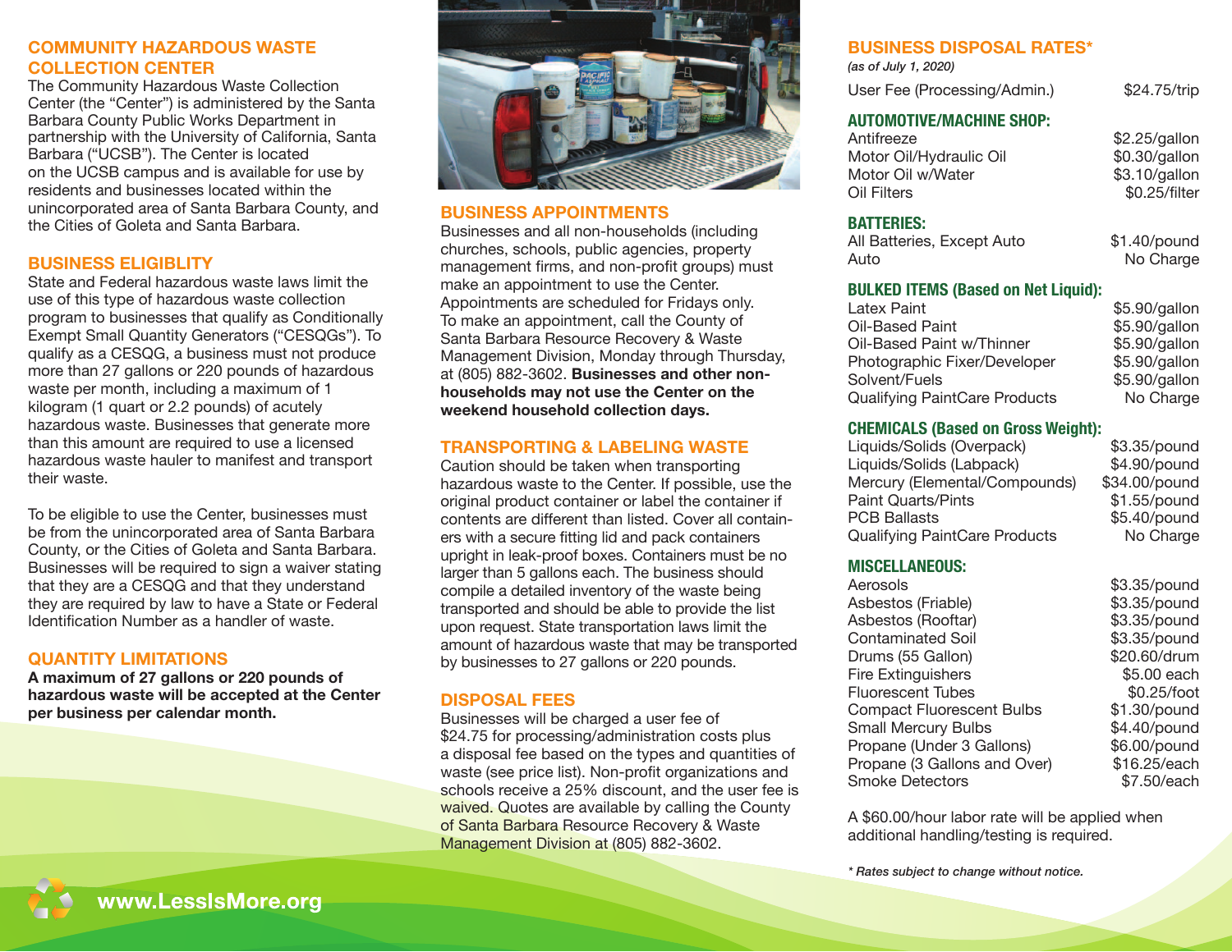## COMMUNITY HAZARDOUS WASTE COLLECTION CENTER

The Community Hazardous Waste Collection Center (the "Center") is administered by the Santa Barbara County Public Works Department in partnership with the University of California, Santa Barbara ("UCSB"). The Center is located on the UCSB campus and is available for use by residents and businesses located within the unincorporated area of Santa Barbara County, and the Cities of Goleta and Santa Barbara.

## BUSINESS ELIGIBLITY

State and Federal hazardous waste laws limit the use of this type of hazardous waste collection program to businesses that qualify as Conditionally Exempt Small Quantity Generators ("CESQGs"). To qualify as a CESQG, a business must not produce more than 27 gallons or 220 pounds of hazardous waste per month, including a maximum of 1 kilogram (1 quart or 2.2 pounds) of acutely hazardous waste. Businesses that generate more than this amount are required to use a licensed hazardous waste hauler to manifest and transport their waste.

To be eligible to use the Center, businesses must be from the unincorporated area of Santa Barbara County, or the Cities of Goleta and Santa Barbara. Businesses will be required to sign a waiver stating that they are a CESQG and that they understand they are required by law to have a State or Federal Identification Number as a handler of waste.

## QUANTITY LIMITATIONS

**A maximum of 27 gallons or 220 pounds of hazardous waste will be accepted at the Center per business per calendar month.**

## BUSINESS APPOINTMENTS

Businesses and all non-households (including churches, schools, public agencies, property management firms, and non-profit groups) must make an appointment to use the Center. Appointments are scheduled for Fridays only. To make an appointment, call the County of Santa Barbara Resource Recovery & Waste Management Division, Monday through Thursday, at (805) 882-3602. **Businesses and other non-households may not use the Center on the weekend household collection days.**

## TRANSPORTING & LABELING WASTE

Caution should be taken when transporting hazardous waste to the Center. If possible, use the original product container or label the container if contents are different than listed. Cover all containers with a secure fitting lid and pack containers upright in leak-proof boxes. Containers must be no larger than 5 gallons each. The business should compile a detailed inventory of the waste being transported and should be able to provide the list upon request. State transportation laws limit the amount of hazardous waste that may be transported by businesses to 27 gallons or 220 pounds.

## DISPOSAL FEES

Businesses will be charged a user fee of $24.75 for processing/administration costs plus a disposal fee based on the types and quantities of waste (see price list). Non-profit organizations and schools receive a 25% discount, and the user fee is waived. Quotes are available by calling the County of Santa Barbara Resource Recovery & Waste Management Division at (805) 882-3602.

## BUSINESS DISPOSAL RATES*

*(as of July 1, 2020)*

| | |
|---|---|
| User Fee (Processing/Admin.) | $24.75/trip |

### AUTOMOTIVE/MACHINE SHOP:

| | |
|---|---|
| Antifreeze | $2.25/gallon |
| Motor Oil/Hydraulic Oil | $0.30/gallon |
| Motor Oil w/Water | $3.10/gallon |
| Oil Filters | $0.25/filter |

### BATTERIES:

| | |
|---|---|
| All Batteries, Except Auto | $1.40/pound |
| Auto | No Charge |

### BULKED ITEMS (Based on Net Liquid):

| | |
|---|---|
| Latex Paint | $5.90/gallon |
| Oil-Based Paint | $5.90/gallon |
| Oil-Based Paint w/Thinner | $5.90/gallon |
| Photographic Fixer/Developer | $5.90/gallon |
| Solvent/Fuels | $5.90/gallon |
| Qualifying PaintCare Products | No Charge |

### CHEMICALS (Based on Gross Weight):

| | |
|---|---|
| Liquids/Solids (Overpack) | $3.35/pound |
| Liquids/Solids (Labpack) | $4.90/pound |
| Mercury (Elemental/Compounds) | $34.00/pound |
| Paint Quarts/Pints | $1.55/pound |
| PCB Ballasts | $5.40/pound |
| Qualifying PaintCare Products | No Charge |

### MISCELLANEOUS:

| | |
|---|---|
| Aerosols | $3.35/pound |
| Asbestos (Friable) | $3.35/pound |
| Asbestos (Rooftar) | $3.35/pound |
| Contaminated Soil | $3.35/pound |
| Drums (55 Gallon) | $20.60/drum |
| Fire Extinguishers | $5.00 each |
| Fluorescent Tubes | $0.25/foot |
| Compact Fluorescent Bulbs | $1.30/pound |
| Small Mercury Bulbs | $4.40/pound |
| Propane (Under 3 Gallons) | $6.00/pound |
| Propane (3 Gallons and Over) | $16.25/each |
| Smoke Detectors | $7.50/each |

A $60.00/hour labor rate will be applied when additional handling/testing is required.

*\* Rates subject to change without notice.*

www.LessIsMore.org